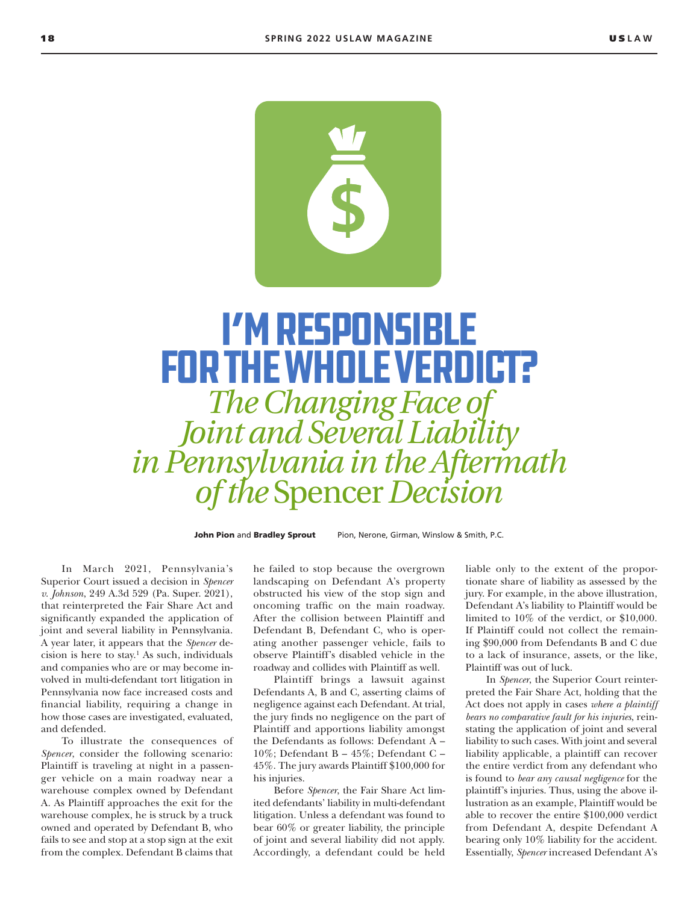# I'M RESPONSIBLE FOR THE WHOLE VERDICT?

## *The Changing Face of Joint and Several Liability in Pennsylvania in the Aftermath of the* Spencer *Decision*

**John Pion** and **Bradley Sprout** Pion, Nerone, Girman, Winslow & Smith, P.C.

In March 2021, Pennsylvania's Superior Court issued a decision in *Spencer v. Johnson*, 249 A.3d 529 (Pa. Super. 2021), that reinterpreted the Fair Share Act and significantly expanded the application of joint and several liability in Pennsylvania. A year later, it appears that the *Spencer* decision is here to stay.[1] As such, individuals and companies who are or may become involved in multi-defendant tort litigation in Pennsylvania now face increased costs and financial liability, requiring a change in how those cases are investigated, evaluated, and defended.

To illustrate the consequences of *Spencer*, consider the following scenario: Plaintiff is traveling at night in a passenger vehicle on a main roadway near a warehouse complex owned by Defendant A. As Plaintiff approaches the exit for the warehouse complex, he is struck by a truck owned and operated by Defendant B, who fails to see and stop at a stop sign at the exit from the complex. Defendant B claims that he failed to stop because the overgrown landscaping on Defendant A's property obstructed his view of the stop sign and oncoming traffic on the main roadway. After the collision between Plaintiff and Defendant B, Defendant C, who is operating another passenger vehicle, fails to observe Plaintiff's disabled vehicle in the roadway and collides with Plaintiff as well.

Plaintiff brings a lawsuit against Defendants A, B and C, asserting claims of negligence against each Defendant. At trial, the jury finds no negligence on the part of Plaintiff and apportions liability amongst the Defendants as follows: Defendant A – 10%; Defendant B – 45%; Defendant C – 45%. The jury awards Plaintiff $100,000 for his injuries.

Before *Spencer*, the Fair Share Act limited defendants' liability in multi-defendant litigation. Unless a defendant was found to bear 60% or greater liability, the principle of joint and several liability did not apply. Accordingly, a defendant could be held liable only to the extent of the proportionate share of liability as assessed by the jury. For example, in the above illustration, Defendant A's liability to Plaintiff would be limited to 10% of the verdict, or $10,000. If Plaintiff could not collect the remaining $90,000 from Defendants B and C due to a lack of insurance, assets, or the like, Plaintiff was out of luck.

In *Spencer*, the Superior Court reinterpreted the Fair Share Act, holding that the Act does not apply in cases *where a plaintiff bears no comparative fault for his injuries*, reinstating the application of joint and several liability to such cases. With joint and several liability applicable, a plaintiff can recover the entire verdict from any defendant who is found to *bear any causal negligence* for the plaintiff's injuries. Thus, using the above illustration as an example, Plaintiff would be able to recover the entire $100,000 verdict from Defendant A, despite Defendant A bearing only 10% liability for the accident. Essentially, *Spencer* increased Defendant A's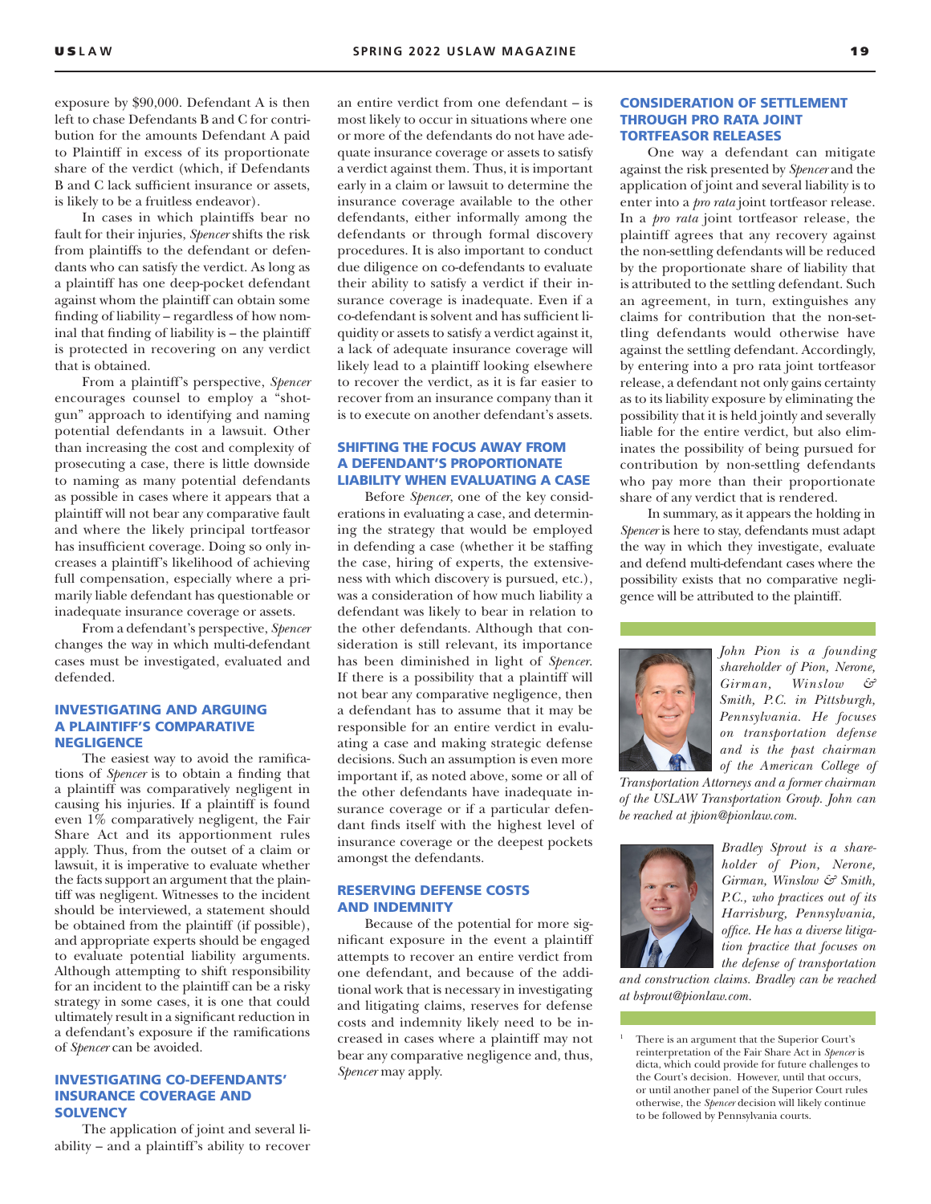exposure by $90,000. Defendant A is then left to chase Defendants B and C for contribution for the amounts Defendant A paid to Plaintiff in excess of its proportionate share of the verdict (which, if Defendants B and C lack sufficient insurance or assets, is likely to be a fruitless endeavor).

In cases in which plaintiffs bear no fault for their injuries, *Spencer* shifts the risk from plaintiffs to the defendant or defendants who can satisfy the verdict. As long as a plaintiff has one deep-pocket defendant against whom the plaintiff can obtain some finding of liability – regardless of how nominal that finding of liability is – the plaintiff is protected in recovering on any verdict that is obtained.

From a plaintiff's perspective, *Spencer* encourages counsel to employ a "shotgun" approach to identifying and naming potential defendants in a lawsuit. Other than increasing the cost and complexity of prosecuting a case, there is little downside to naming as many potential defendants as possible in cases where it appears that a plaintiff will not bear any comparative fault and where the likely principal tortfeasor has insufficient coverage. Doing so only increases a plaintiff's likelihood of achieving full compensation, especially where a primarily liable defendant has questionable or inadequate insurance coverage or assets.

From a defendant's perspective, *Spencer* changes the way in which multi-defendant cases must be investigated, evaluated and defended.

## INVESTIGATING AND ARGUING A PLAINTIFF'S COMPARATIVE NEGLIGENCE

The easiest way to avoid the ramifications of *Spencer* is to obtain a finding that a plaintiff was comparatively negligent in causing his injuries. If a plaintiff is found even 1% comparatively negligent, the Fair Share Act and its apportionment rules apply. Thus, from the outset of a claim or lawsuit, it is imperative to evaluate whether the facts support an argument that the plaintiff was negligent. Witnesses to the incident should be interviewed, a statement should be obtained from the plaintiff (if possible), and appropriate experts should be engaged to evaluate potential liability arguments. Although attempting to shift responsibility for an incident to the plaintiff can be a risky strategy in some cases, it is one that could ultimately result in a significant reduction in a defendant's exposure if the ramifications of *Spencer* can be avoided.

## INVESTIGATING CO-DEFENDANTS' INSURANCE COVERAGE AND SOLVENCY

The application of joint and several liability – and a plaintiff's ability to recover an entire verdict from one defendant – is most likely to occur in situations where one or more of the defendants do not have adequate insurance coverage or assets to satisfy a verdict against them. Thus, it is important early in a claim or lawsuit to determine the insurance coverage available to the other defendants, either informally among the defendants or through formal discovery procedures. It is also important to conduct due diligence on co-defendants to evaluate their ability to satisfy a verdict if their insurance coverage is inadequate. Even if a co-defendant is solvent and has sufficient liquidity or assets to satisfy a verdict against it, a lack of adequate insurance coverage will likely lead to a plaintiff looking elsewhere to recover the verdict, as it is far easier to recover from an insurance company than it is to execute on another defendant's assets.

## SHIFTING THE FOCUS AWAY FROM A DEFENDANT'S PROPORTIONATE LIABILITY WHEN EVALUATING A CASE

Before *Spencer*, one of the key considerations in evaluating a case, and determining the strategy that would be employed in defending a case (whether it be staffing the case, hiring of experts, the extensiveness with which discovery is pursued, etc.), was a consideration of how much liability a defendant was likely to bear in relation to the other defendants. Although that consideration is still relevant, its importance has been diminished in light of *Spencer*. If there is a possibility that a plaintiff will not bear any comparative negligence, then a defendant has to assume that it may be responsible for an entire verdict in evaluating a case and making strategic defense decisions. Such an assumption is even more important if, as noted above, some or all of the other defendants have inadequate insurance coverage or if a particular defendant finds itself with the highest level of insurance coverage or the deepest pockets amongst the defendants.

## RESERVING DEFENSE COSTS AND INDEMNITY

Because of the potential for more significant exposure in the event a plaintiff attempts to recover an entire verdict from one defendant, and because of the additional work that is necessary in investigating and litigating claims, reserves for defense costs and indemnity likely need to be increased in cases where a plaintiff may not bear any comparative negligence and, thus, *Spencer* may apply.

## CONSIDERATION OF SETTLEMENT THROUGH PRO RATA JOINT TORTFEASOR RELEASES

One way a defendant can mitigate against the risk presented by *Spencer* and the application of joint and several liability is to enter into a *pro rata* joint tortfeasor release. In a *pro rata* joint tortfeasor release, the plaintiff agrees that any recovery against the non-settling defendants will be reduced by the proportionate share of liability that is attributed to the settling defendant. Such an agreement, in turn, extinguishes any claims for contribution that the non-settling defendants would otherwise have against the settling defendant. Accordingly, by entering into a pro rata joint tortfeasor release, a defendant not only gains certainty as to its liability exposure by eliminating the possibility that it is held jointly and severally liable for the entire verdict, but also eliminates the possibility of being pursued for contribution by non-settling defendants who pay more than their proportionate share of any verdict that is rendered.

In summary, as it appears the holding in *Spencer* is here to stay, defendants must adapt the way in which they investigate, evaluate and defend multi-defendant cases where the possibility exists that no comparative negligence will be attributed to the plaintiff.

---

*John Pion is a founding shareholder of Pion, Nerone, Girman, Winslow & Smith, P.C. in Pittsburgh, Pennsylvania. He focuses on transportation defense and is the past chairman of the American College of Transportation Attorneys and a former chairman of the USLAW Transportation Group. John can be reached at jpion@pionlaw.com.*

*Bradley Sprout is a shareholder of Pion, Nerone, Girman, Winslow & Smith, P.C., who practices out of its Harrisburg, Pennsylvania, office. He has a diverse litigation practice that focuses on the defense of transportation and construction claims. Bradley can be reached at bsprout@pionlaw.com.*

---

[1] There is an argument that the Superior Court's reinterpretation of the Fair Share Act in *Spencer* is dicta, which could provide for future challenges to the Court's decision. However, until that occurs, or until another panel of the Superior Court rules otherwise, the *Spencer* decision will likely continue to be followed by Pennsylvania courts.